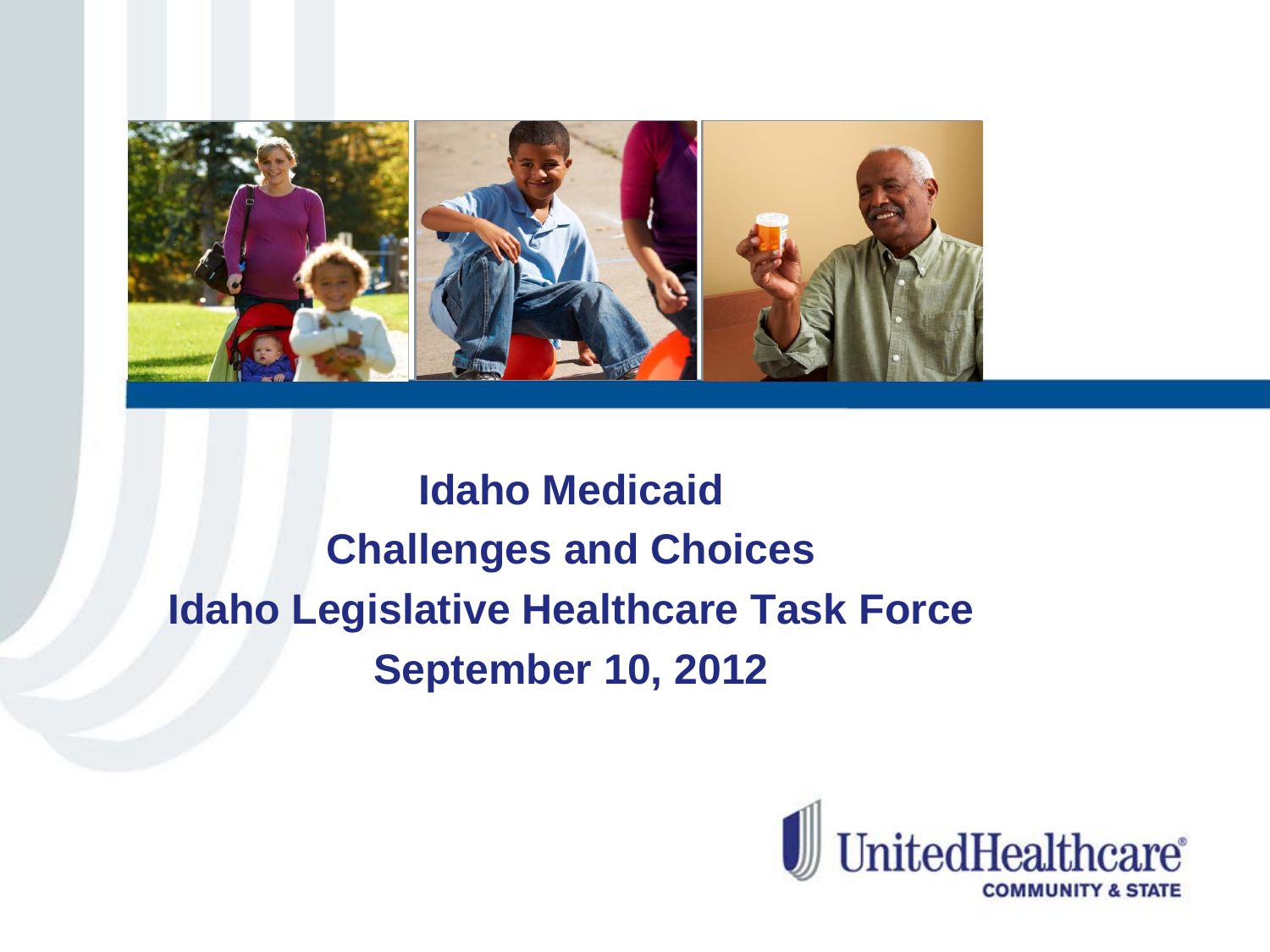# Idaho Medicaid

## Challenges and Choices

## Idaho Legislative Healthcare Task Force

## September 10, 2012

UnitedHealthcare® COMMUNITY & STATE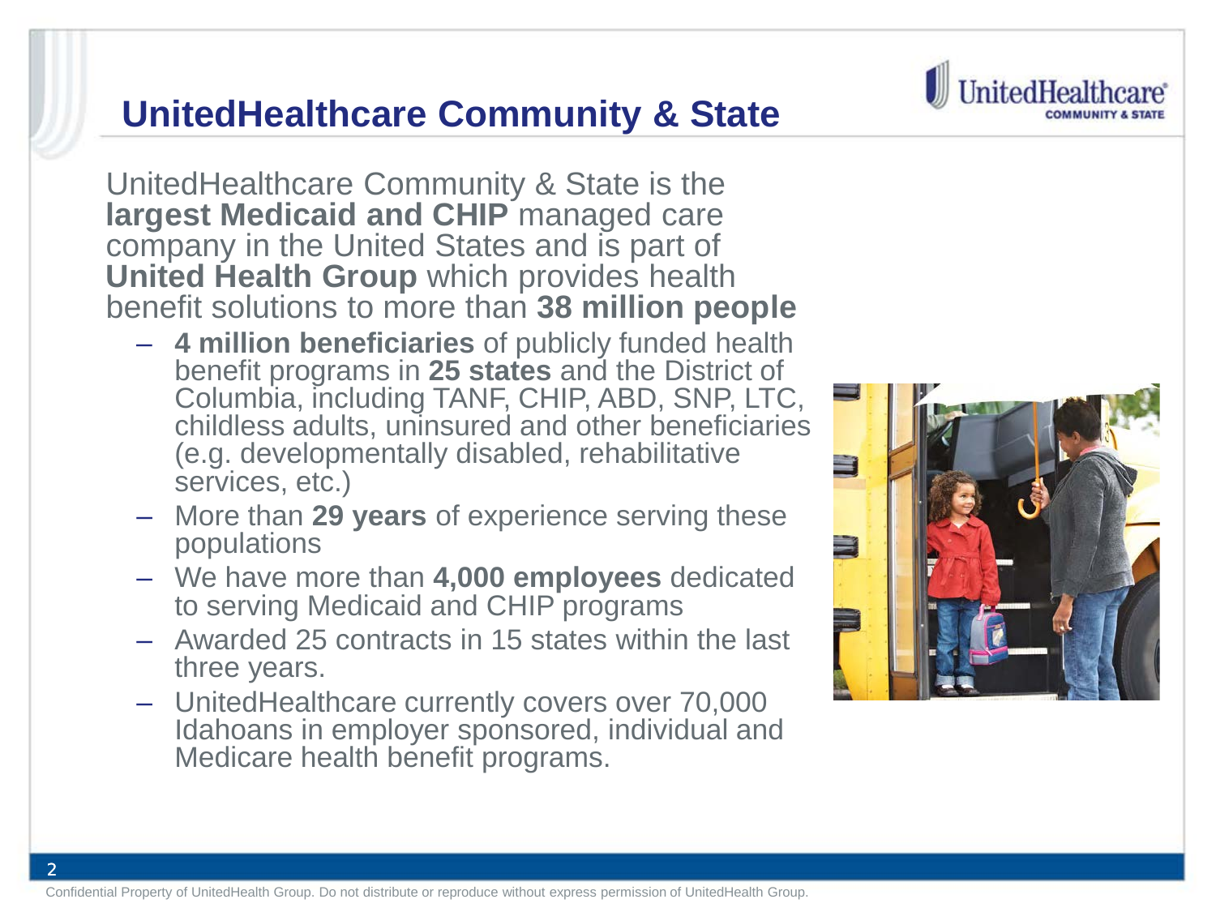# UnitedHealthcare Community & State

UnitedHealthcare Community & State is the **largest Medicaid and CHIP** managed care company in the United States and is part of **United Health Group** which provides health benefit solutions to more than **38 million people**

- **4 million beneficiaries** of publicly funded health benefit programs in **25 states** and the District of Columbia, including TANF, CHIP, ABD, SNP, LTC, childless adults, uninsured and other beneficiaries (e.g. developmentally disabled, rehabilitative services, etc.)
- More than **29 years** of experience serving these populations
- We have more than **4,000 employees** dedicated to serving Medicaid and CHIP programs
- Awarded 25 contracts in 15 states within the last three years.
- UnitedHealthcare currently covers over 70,000 Idahoans in employer sponsored, individual and Medicare health benefit programs.

Confidential Property of UnitedHealth Group. Do not distribute or reproduce without express permission of UnitedHealth Group.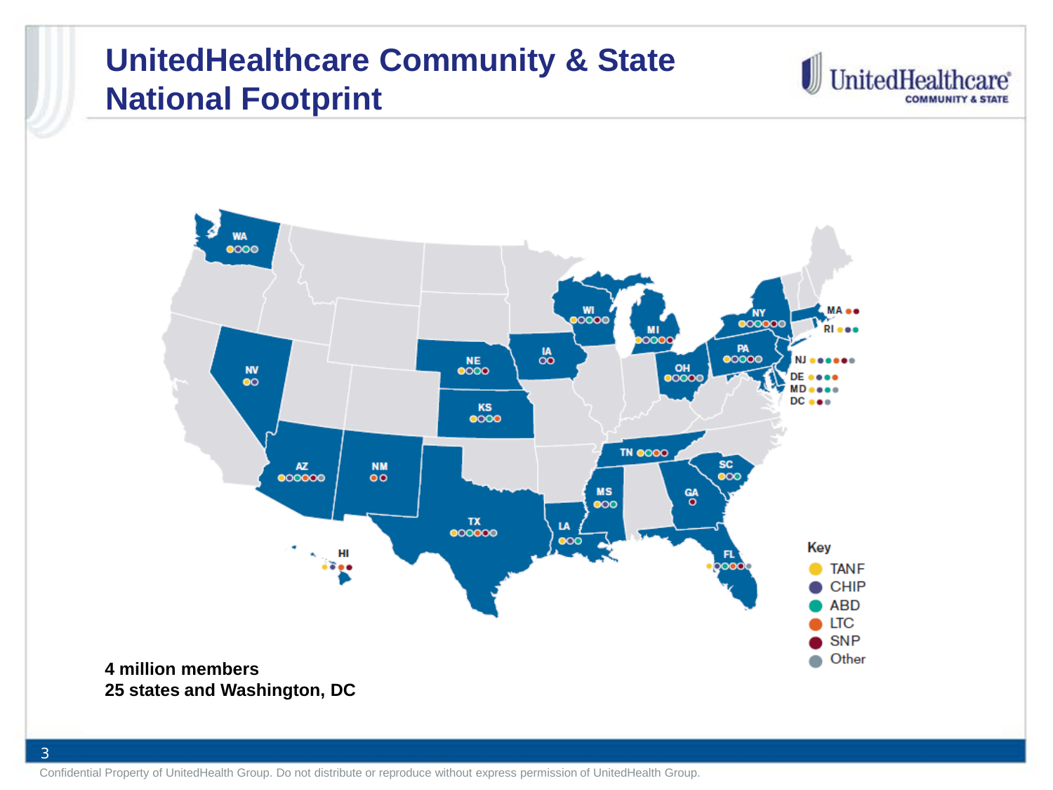# UnitedHealthcare Community & State National Footprint

UnitedHealthcare COMMUNITY & STATE

WA, NV, AZ, NM, NE, KS, TX, IA, WI, MI, LA, MS, TN, OH, PA, NY, MA, RI, NJ, DE, MD, DC, SC, GA, FL, HI

**Key**

- TANF
- CHIP
- ABD
- LTC
- SNP
- Other

**4 million members**
**25 states and Washington, DC**

Confidential Property of UnitedHealth Group. Do not distribute or reproduce without express permission of UnitedHealth Group.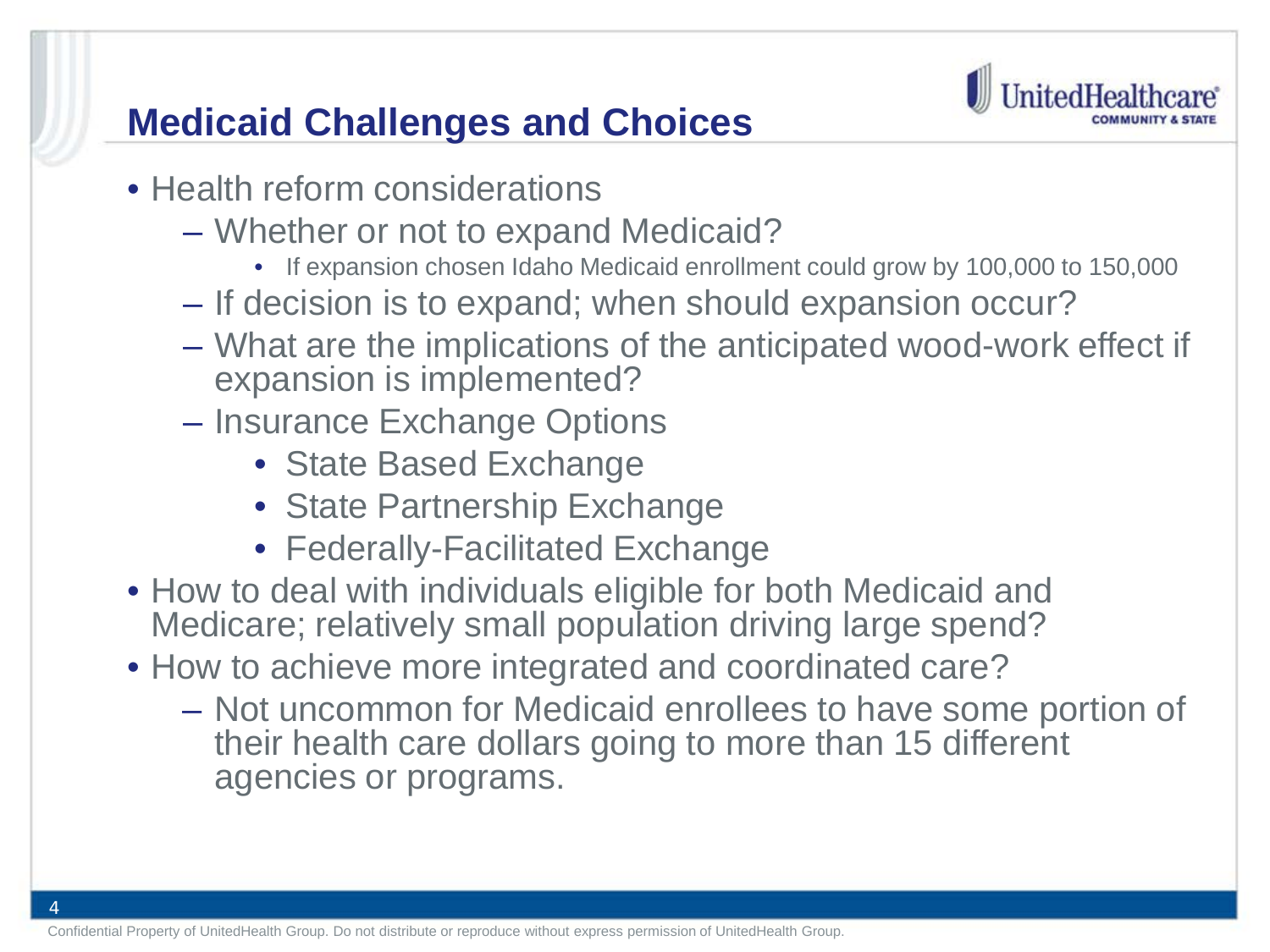# Medicaid Challenges and Choices

- Health reform considerations
  - Whether or not to expand Medicaid?
    - If expansion chosen Idaho Medicaid enrollment could grow by 100,000 to 150,000
  - If decision is to expand; when should expansion occur?
  - What are the implications of the anticipated wood-work effect if expansion is implemented?
  - Insurance Exchange Options
    - State Based Exchange
    - State Partnership Exchange
    - Federally-Facilitated Exchange
- How to deal with individuals eligible for both Medicaid and Medicare; relatively small population driving large spend?
- How to achieve more integrated and coordinated care?
  - Not uncommon for Medicaid enrollees to have some portion of their health care dollars going to more than 15 different agencies or programs.

Confidential Property of UnitedHealth Group. Do not distribute or reproduce without express permission of UnitedHealth Group.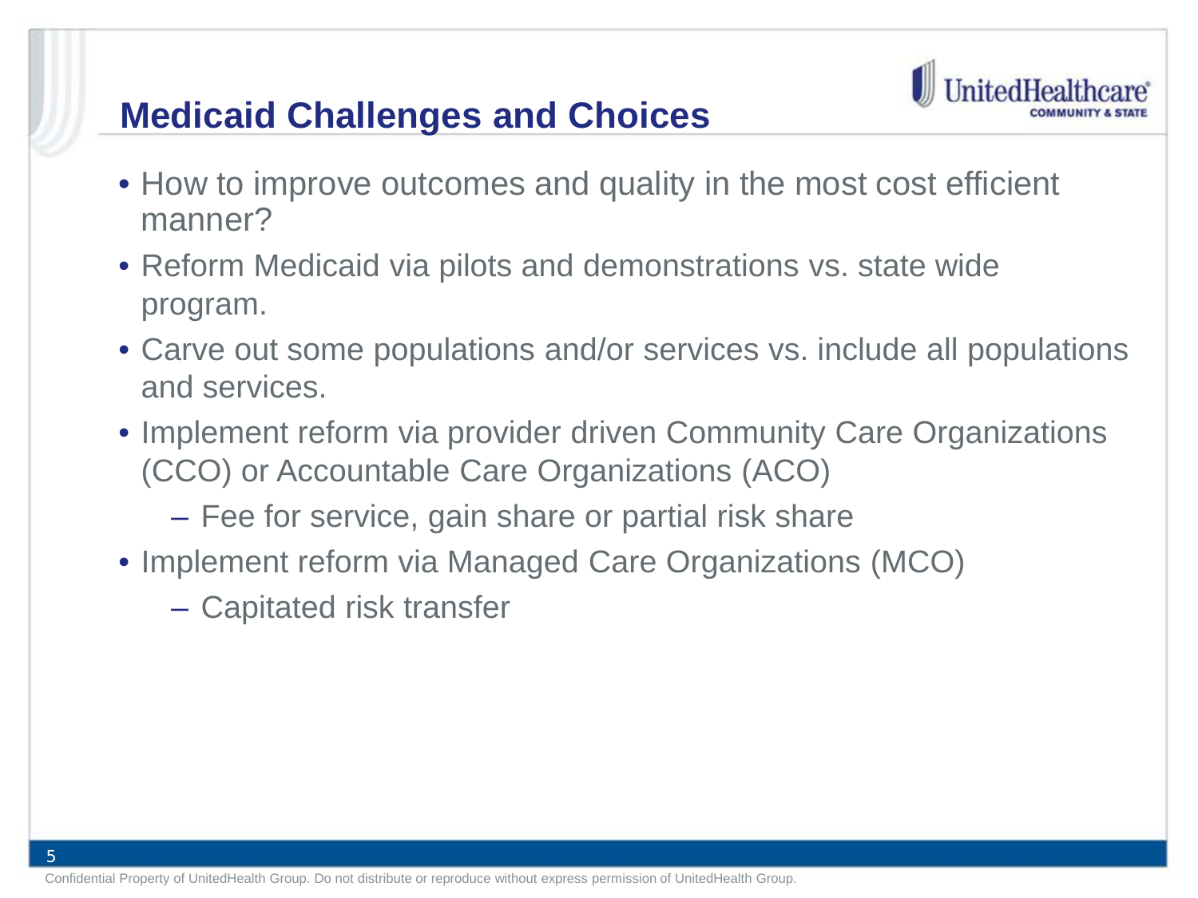# Medicaid Challenges and Choices

- How to improve outcomes and quality in the most cost efficient manner?
- Reform Medicaid via pilots and demonstrations vs. state wide program.
- Carve out some populations and/or services vs. include all populations and services.
- Implement reform via provider driven Community Care Organizations (CCO) or Accountable Care Organizations (ACO)
  - Fee for service, gain share or partial risk share
- Implement reform via Managed Care Organizations (MCO)
  - Capitated risk transfer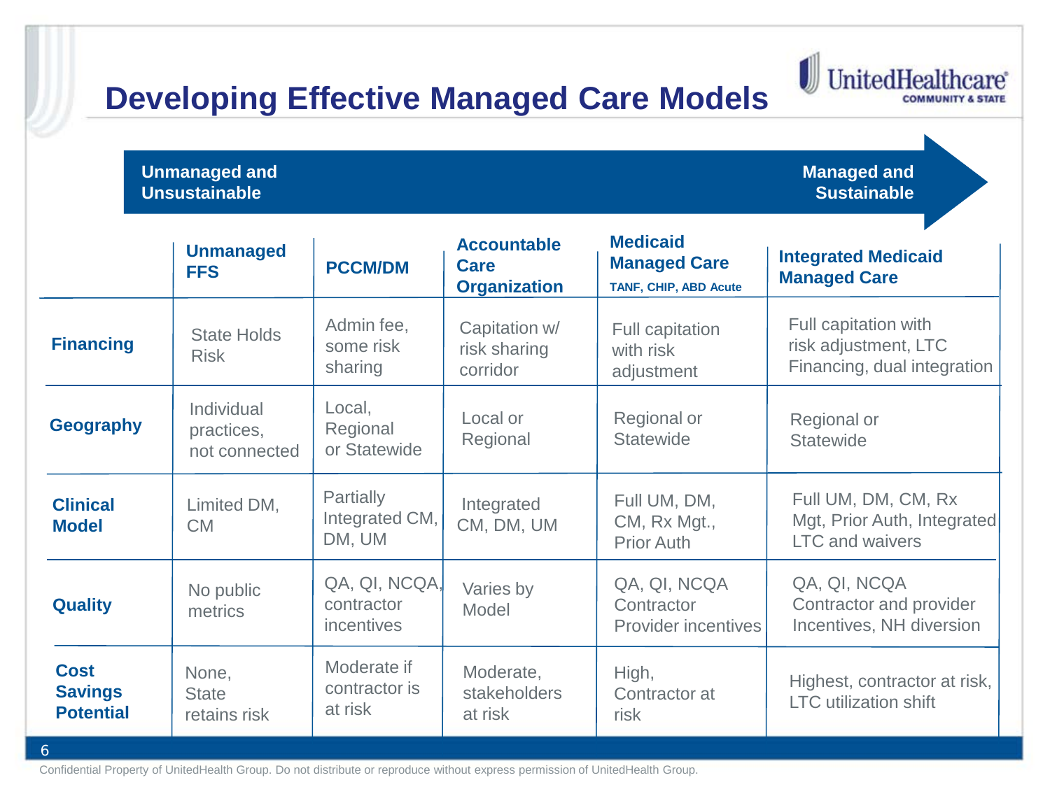# Developing Effective Managed Care Models

**Unmanaged and Unsustainable** → **Managed and Sustainable**

| | Unmanaged FFS | PCCM/DM | Accountable Care Organization | Medicaid Managed Care TANF, CHIP, ABD Acute | Integrated Medicaid Managed Care |
|---|---|---|---|---|---|
| **Financing** | State Holds Risk | Admin fee, some risk sharing | Capitation w/ risk sharing corridor | Full capitation with risk adjustment | Full capitation with risk adjustment, LTC Financing, dual integration |
| **Geography** | Individual practices, not connected | Local, Regional or Statewide | Local or Regional | Regional or Statewide | Regional or Statewide |
| **Clinical Model** | Limited DM, CM | Partially Integrated CM, DM, UM | Integrated CM, DM, UM | Full UM, DM, CM, Rx Mgt., Prior Auth | Full UM, DM, CM, Rx Mgt, Prior Auth, Integrated LTC and waivers |
| **Quality** | No public metrics | QA, QI, NCQA, contractor incentives | Varies by Model | QA, QI, NCQA Contractor Provider incentives | QA, QI, NCQA Contractor and provider Incentives, NH diversion |
| **Cost Savings Potential** | None, State retains risk | Moderate if contractor is at risk | Moderate, stakeholders at risk | High, Contractor at risk | Highest, contractor at risk, LTC utilization shift |

Confidential Property of UnitedHealth Group. Do not distribute or reproduce without express permission of UnitedHealth Group.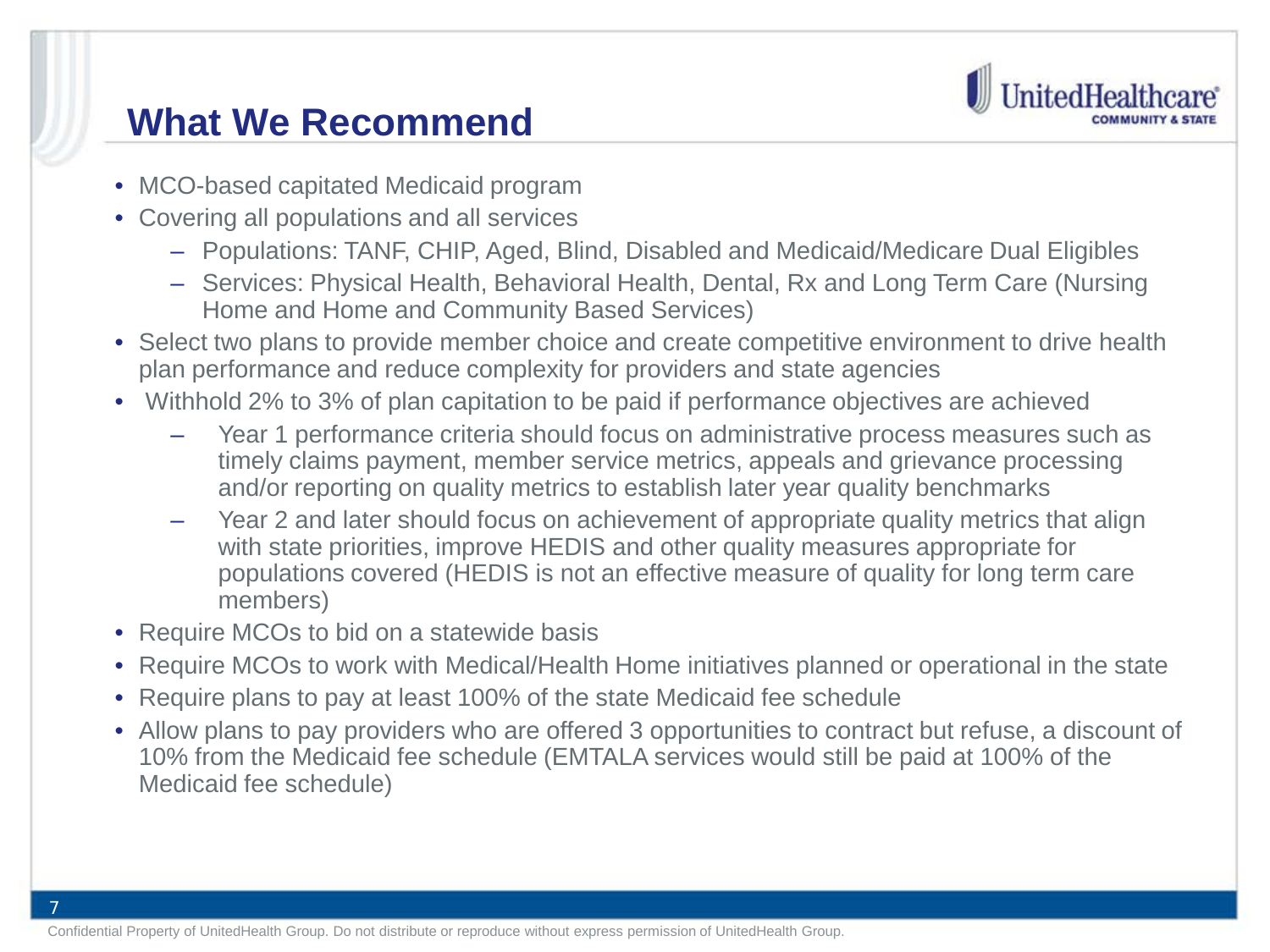# What We Recommend

- MCO-based capitated Medicaid program
- Covering all populations and all services
  - Populations: TANF, CHIP, Aged, Blind, Disabled and Medicaid/Medicare Dual Eligibles
  - Services: Physical Health, Behavioral Health, Dental, Rx and Long Term Care (Nursing Home and Home and Community Based Services)
- Select two plans to provide member choice and create competitive environment to drive health plan performance and reduce complexity for providers and state agencies
- Withhold 2% to 3% of plan capitation to be paid if performance objectives are achieved
  - Year 1 performance criteria should focus on administrative process measures such as timely claims payment, member service metrics, appeals and grievance processing and/or reporting on quality metrics to establish later year quality benchmarks
  - Year 2 and later should focus on achievement of appropriate quality metrics that align with state priorities, improve HEDIS and other quality measures appropriate for populations covered (HEDIS is not an effective measure of quality for long term care members)
- Require MCOs to bid on a statewide basis
- Require MCOs to work with Medical/Health Home initiatives planned or operational in the state
- Require plans to pay at least 100% of the state Medicaid fee schedule
- Allow plans to pay providers who are offered 3 opportunities to contract but refuse, a discount of 10% from the Medicaid fee schedule (EMTALA services would still be paid at 100% of the Medicaid fee schedule)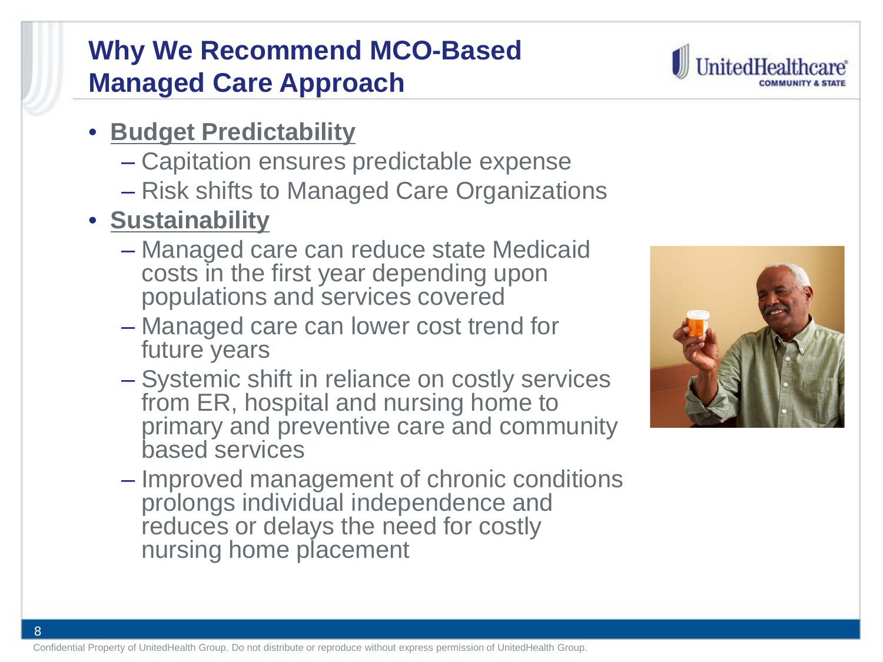# Why We Recommend MCO-Based Managed Care Approach

- **Budget Predictability**
  - Capitation ensures predictable expense
  - Risk shifts to Managed Care Organizations
- **Sustainability**
  - Managed care can reduce state Medicaid costs in the first year depending upon populations and services covered
  - Managed care can lower cost trend for future years
  - Systemic shift in reliance on costly services from ER, hospital and nursing home to primary and preventive care and community based services
  - Improved management of chronic conditions prolongs individual independence and reduces or delays the need for costly nursing home placement

Confidential Property of UnitedHealth Group. Do not distribute or reproduce without express permission of UnitedHealth Group.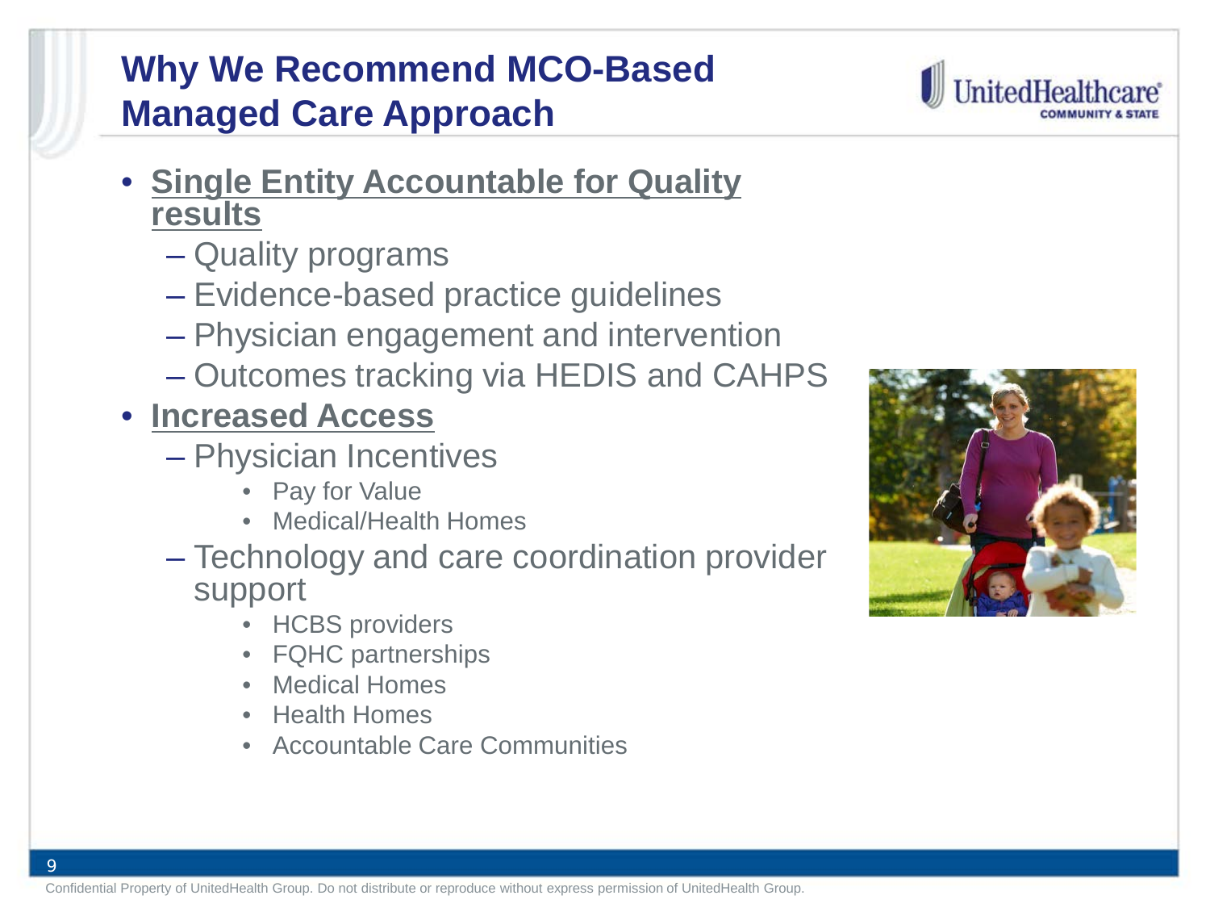# Why We Recommend MCO-Based Managed Care Approach

- **Single Entity Accountable for Quality results**
  - Quality programs
  - Evidence-based practice guidelines
  - Physician engagement and intervention
  - Outcomes tracking via HEDIS and CAHPS
- **Increased Access**
  - Physician Incentives
    - Pay for Value
    - Medical/Health Homes
  - Technology and care coordination provider support
    - HCBS providers
    - FQHC partnerships
    - Medical Homes
    - Health Homes
    - Accountable Care Communities

Confidential Property of UnitedHealth Group. Do not distribute or reproduce without express permission of UnitedHealth Group.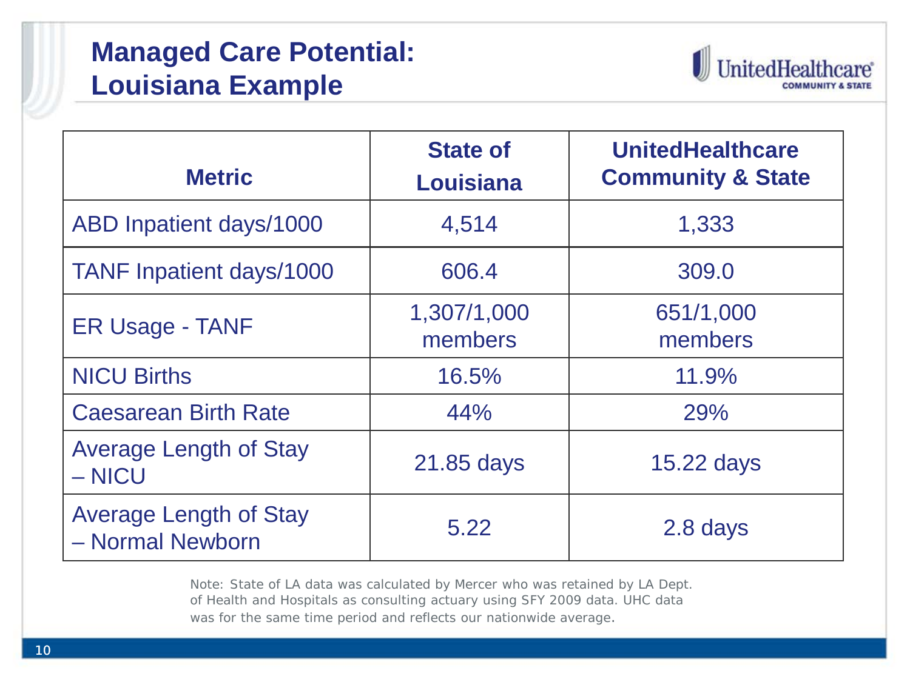# Managed Care Potential: Louisiana Example

| Metric | State of Louisiana | UnitedHealthcare Community & State |
|---|---|---|
| ABD Inpatient days/1000 | 4,514 | 1,333 |
| TANF Inpatient days/1000 | 606.4 | 309.0 |
| ER Usage - TANF | 1,307/1,000 members | 651/1,000 members |
| NICU Births | 16.5% | 11.9% |
| Caesarean Birth Rate | 44% | 29% |
| Average Length of Stay – NICU | 21.85 days | 15.22 days |
| Average Length of Stay – Normal Newborn | 5.22 | 2.8 days |

Note: State of LA data was calculated by Mercer who was retained by LA Dept. of Health and Hospitals as consulting actuary using SFY 2009 data. UHC data was for the same time period and reflects our nationwide average.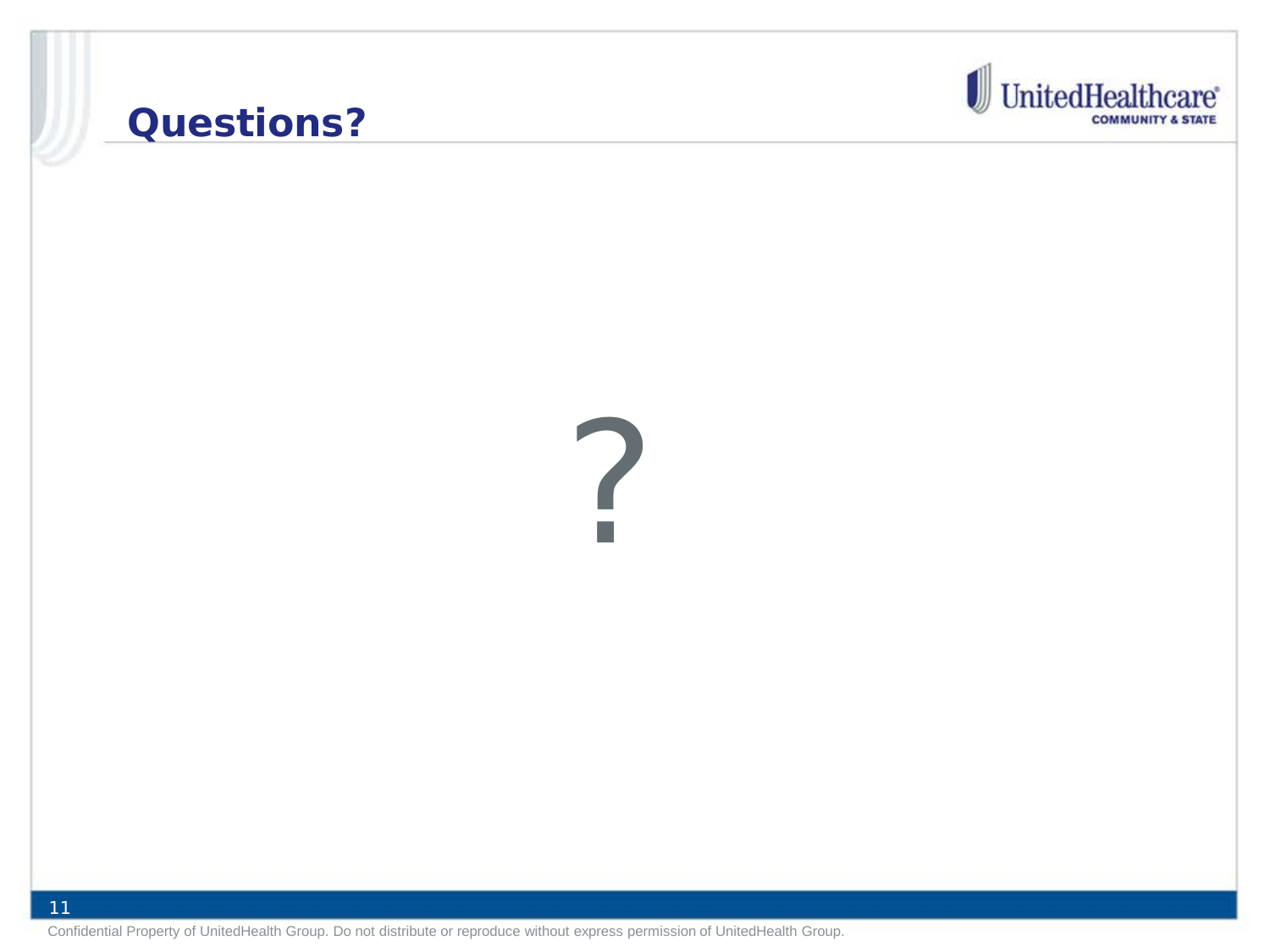# Questions?

?

Confidential Property of UnitedHealth Group. Do not distribute or reproduce without express permission of UnitedHealth Group.